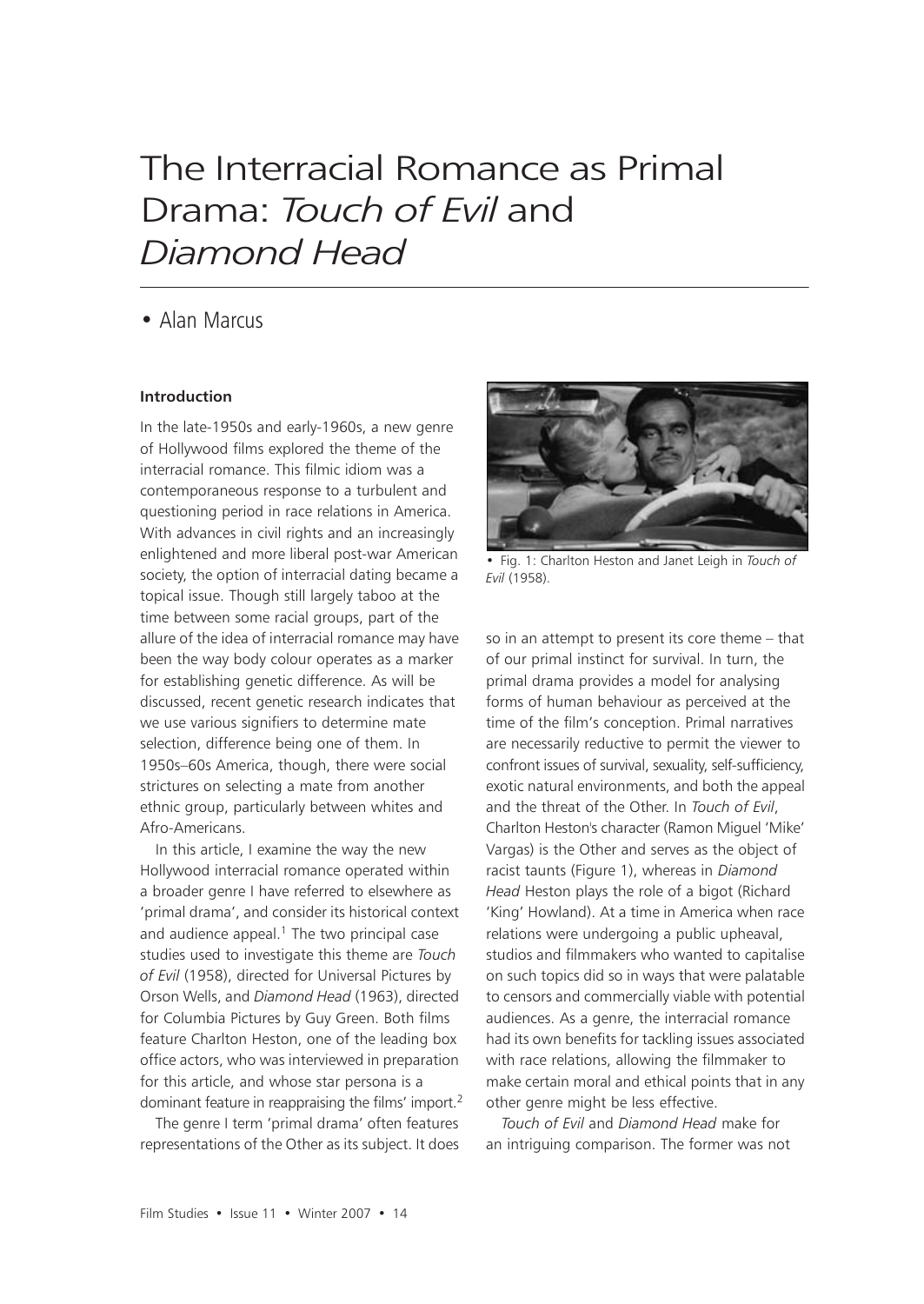# The Interracial Romance as Primal Drama: *Touch of Evil* and *Diamond Head*

• Alan Marcus

### Introduction

In the late-1950s and early-1960s, a new genre of Hollywood films explored the theme of the interracial romance. This filmic idiom was a contemporaneous response to a turbulent and questioning period in race relations in America. With advances in civil rights and an increasingly enlightened and more liberal post-war American society, the option of interracial dating became a topical issue. Though still largely taboo at the time between some racial groups, part of the allure of the idea of interracial romance may have been the way body colour operates as a marker for establishing genetic difference. As will be discussed, recent genetic research indicates that we use various signifiers to determine mate selection, difference being one of them. In 1950s–60s America, though, there were social strictures on selecting a mate from another ethnic group, particularly between whites and Afro-Americans.

In this article, I examine the way the new Hollywood interracial romance operated within a broader genre I have referred to elsewhere as 'primal drama', and consider its historical context and audience appeal.[1] The two principal case studies used to investigate this theme are *Touch of Evil* (1958), directed for Universal Pictures by Orson Wells, and *Diamond Head* (1963), directed for Columbia Pictures by Guy Green. Both films feature Charlton Heston, one of the leading box office actors, who was interviewed in preparation for this article, and whose star persona is a dominant feature in reappraising the films' import.[2]

The genre I term 'primal drama' often features representations of the Other as its subject. It does so in an attempt to present its core theme – that of our primal instinct for survival. In turn, the primal drama provides a model for analysing forms of human behaviour as perceived at the time of the film's conception. Primal narratives are necessarily reductive to permit the viewer to confront issues of survival, sexuality, self-sufficiency, exotic natural environments, and both the appeal and the threat of the Other. In *Touch of Evil*, Charlton Heston's character (Ramon Miguel 'Mike' Vargas) is the Other and serves as the object of racist taunts (Figure 1), whereas in *Diamond Head* Heston plays the role of a bigot (Richard 'King' Howland). At a time in America when race relations were undergoing a public upheaval, studios and filmmakers who wanted to capitalise on such topics did so in ways that were palatable to censors and commercially viable with potential audiences. As a genre, the interracial romance had its own benefits for tackling issues associated with race relations, allowing the filmmaker to make certain moral and ethical points that in any other genre might be less effective.

• Fig. 1: Charlton Heston and Janet Leigh in *Touch of Evil* (1958).

*Touch of Evil* and *Diamond Head* make for an intriguing comparison. The former was not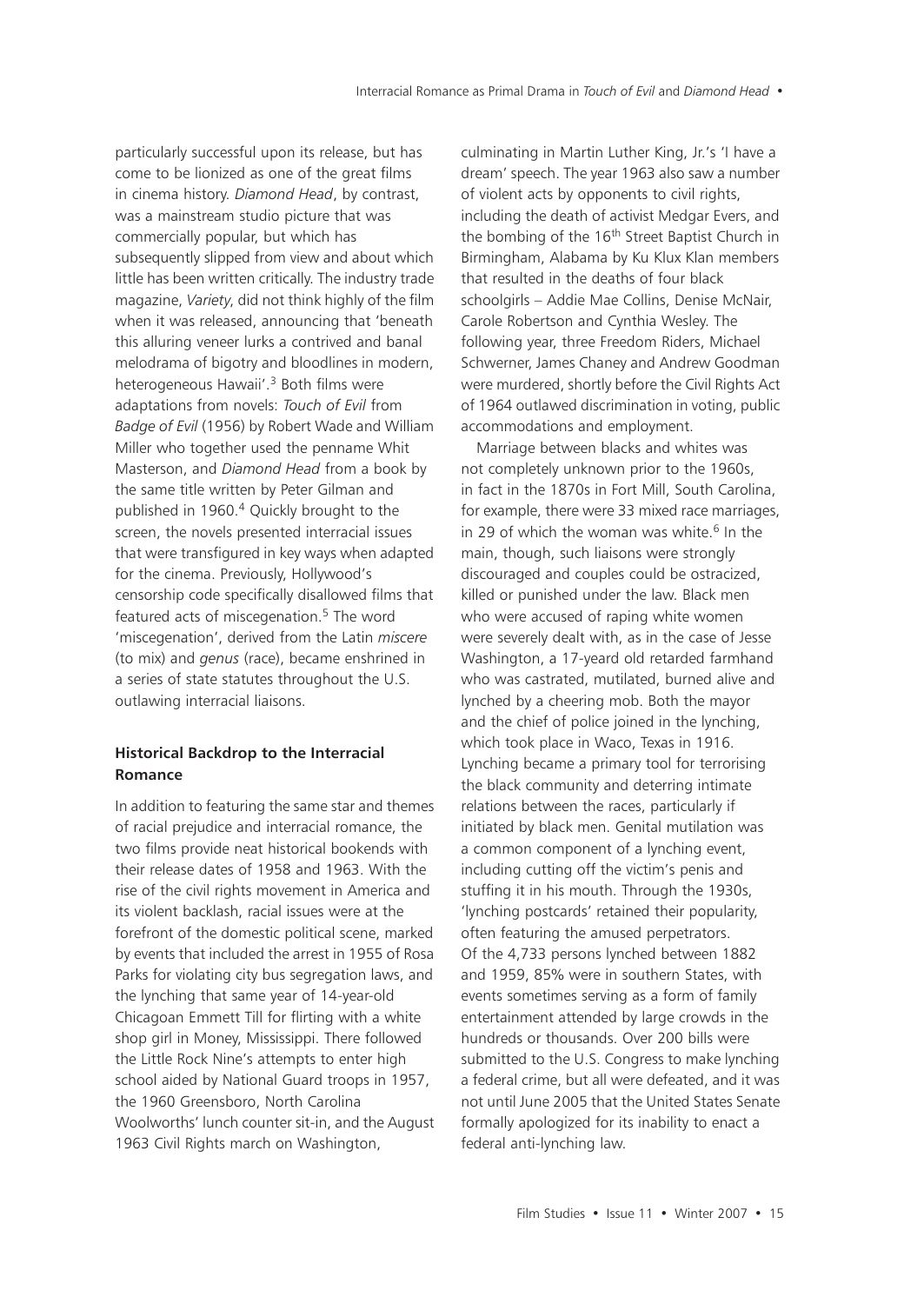particularly successful upon its release, but has come to be lionized as one of the great films in cinema history. *Diamond Head*, by contrast, was a mainstream studio picture that was commercially popular, but which has subsequently slipped from view and about which little has been written critically. The industry trade magazine, *Variety*, did not think highly of the film when it was released, announcing that 'beneath this alluring veneer lurks a contrived and banal melodrama of bigotry and bloodlines in modern, heterogeneous Hawaii'.[3] Both films were adaptations from novels: *Touch of Evil* from *Badge of Evil* (1956) by Robert Wade and William Miller who together used the penname Whit Masterson, and *Diamond Head* from a book by the same title written by Peter Gilman and published in 1960.[4] Quickly brought to the screen, the novels presented interracial issues that were transfigured in key ways when adapted for the cinema. Previously, Hollywood's censorship code specifically disallowed films that featured acts of miscegenation.[5] The word 'miscegenation', derived from the Latin *miscere* (to mix) and *genus* (race), became enshrined in a series of state statutes throughout the U.S. outlawing interracial liaisons.

### Historical Backdrop to the Interracial Romance

In addition to featuring the same star and themes of racial prejudice and interracial romance, the two films provide neat historical bookends with their release dates of 1958 and 1963. With the rise of the civil rights movement in America and its violent backlash, racial issues were at the forefront of the domestic political scene, marked by events that included the arrest in 1955 of Rosa Parks for violating city bus segregation laws, and the lynching that same year of 14-year-old Chicagoan Emmett Till for flirting with a white shop girl in Money, Mississippi. There followed the Little Rock Nine's attempts to enter high school aided by National Guard troops in 1957, the 1960 Greensboro, North Carolina Woolworths' lunch counter sit-in, and the August 1963 Civil Rights march on Washington, culminating in Martin Luther King, Jr.'s 'I have a dream' speech. The year 1963 also saw a number of violent acts by opponents to civil rights, including the death of activist Medgar Evers, and the bombing of the 16th Street Baptist Church in Birmingham, Alabama by Ku Klux Klan members that resulted in the deaths of four black schoolgirls – Addie Mae Collins, Denise McNair, Carole Robertson and Cynthia Wesley. The following year, three Freedom Riders, Michael Schwerner, James Chaney and Andrew Goodman were murdered, shortly before the Civil Rights Act of 1964 outlawed discrimination in voting, public accommodations and employment.

Marriage between blacks and whites was not completely unknown prior to the 1960s, in fact in the 1870s in Fort Mill, South Carolina, for example, there were 33 mixed race marriages, in 29 of which the woman was white.[6] In the main, though, such liaisons were strongly discouraged and couples could be ostracized, killed or punished under the law. Black men who were accused of raping white women were severely dealt with, as in the case of Jesse Washington, a 17-yeard old retarded farmhand who was castrated, mutilated, burned alive and lynched by a cheering mob. Both the mayor and the chief of police joined in the lynching, which took place in Waco, Texas in 1916. Lynching became a primary tool for terrorising the black community and deterring intimate relations between the races, particularly if initiated by black men. Genital mutilation was a common component of a lynching event, including cutting off the victim's penis and stuffing it in his mouth. Through the 1930s, 'lynching postcards' retained their popularity, often featuring the amused perpetrators. Of the 4,733 persons lynched between 1882 and 1959, 85% were in southern States, with events sometimes serving as a form of family entertainment attended by large crowds in the hundreds or thousands. Over 200 bills were submitted to the U.S. Congress to make lynching a federal crime, but all were defeated, and it was not until June 2005 that the United States Senate formally apologized for its inability to enact a federal anti-lynching law.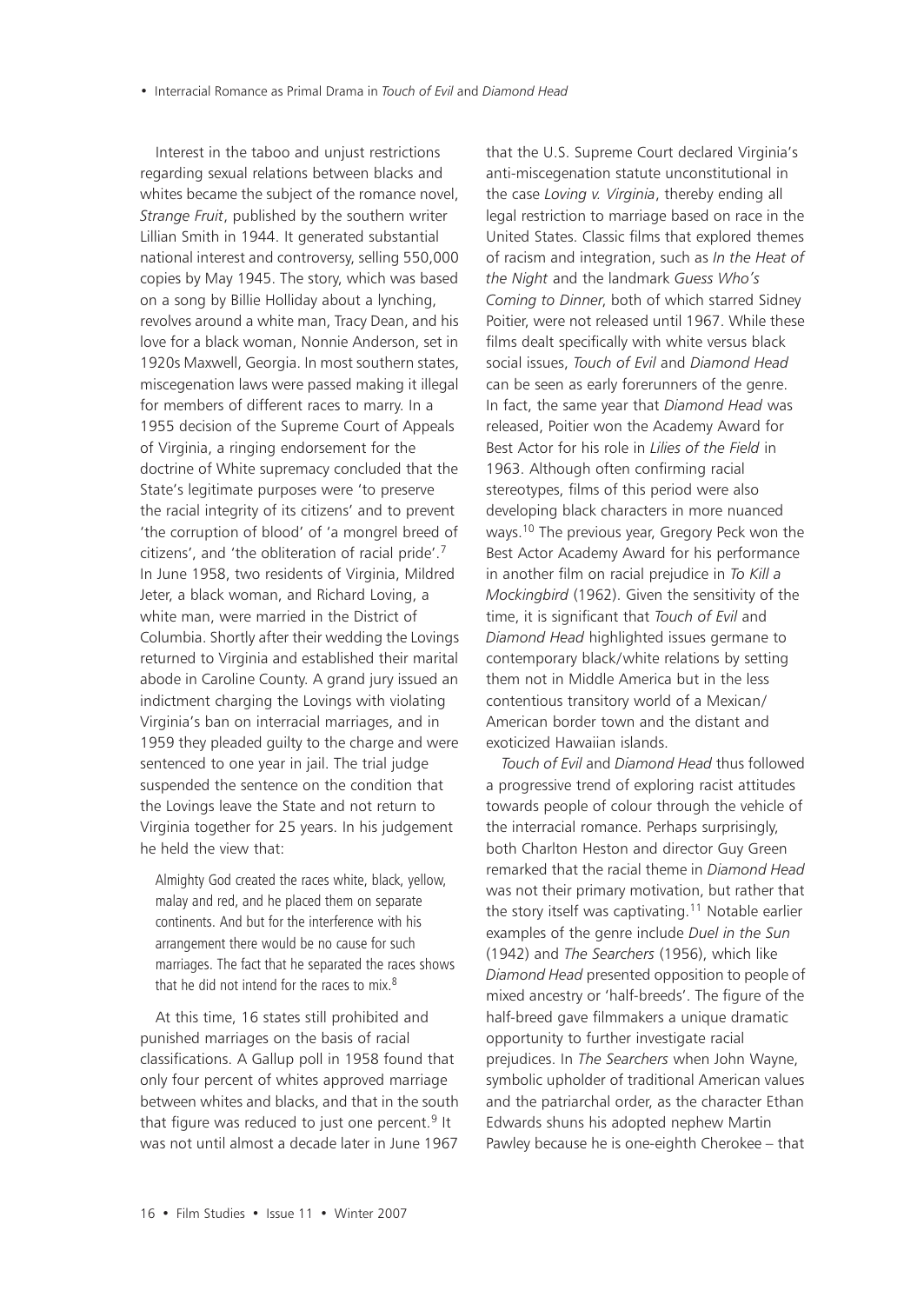Interest in the taboo and unjust restrictions regarding sexual relations between blacks and whites became the subject of the romance novel, *Strange Fruit*, published by the southern writer Lillian Smith in 1944. It generated substantial national interest and controversy, selling 550,000 copies by May 1945. The story, which was based on a song by Billie Holliday about a lynching, revolves around a white man, Tracy Dean, and his love for a black woman, Nonnie Anderson, set in 1920s Maxwell, Georgia. In most southern states, miscegenation laws were passed making it illegal for members of different races to marry. In a 1955 decision of the Supreme Court of Appeals of Virginia, a ringing endorsement for the doctrine of White supremacy concluded that the State's legitimate purposes were 'to preserve the racial integrity of its citizens' and to prevent 'the corruption of blood' of 'a mongrel breed of citizens', and 'the obliteration of racial pride'.[7] In June 1958, two residents of Virginia, Mildred Jeter, a black woman, and Richard Loving, a white man, were married in the District of Columbia. Shortly after their wedding the Lovings returned to Virginia and established their marital abode in Caroline County. A grand jury issued an indictment charging the Lovings with violating Virginia's ban on interracial marriages, and in 1959 they pleaded guilty to the charge and were sentenced to one year in jail. The trial judge suspended the sentence on the condition that the Lovings leave the State and not return to Virginia together for 25 years. In his judgement he held the view that:

> Almighty God created the races white, black, yellow, malay and red, and he placed them on separate continents. And but for the interference with his arrangement there would be no cause for such marriages. The fact that he separated the races shows that he did not intend for the races to mix.[8]

At this time, 16 states still prohibited and punished marriages on the basis of racial classifications. A Gallup poll in 1958 found that only four percent of whites approved marriage between whites and blacks, and that in the south that figure was reduced to just one percent.[9] It was not until almost a decade later in June 1967 that the U.S. Supreme Court declared Virginia's anti-miscegenation statute unconstitutional in the case *Loving v. Virginia*, thereby ending all legal restriction to marriage based on race in the United States. Classic films that explored themes of racism and integration, such as *In the Heat of the Night* and the landmark *Guess Who's Coming to Dinner*, both of which starred Sidney Poitier, were not released until 1967. While these films dealt specifically with white versus black social issues, *Touch of Evil* and *Diamond Head* can be seen as early forerunners of the genre. In fact, the same year that *Diamond Head* was released, Poitier won the Academy Award for Best Actor for his role in *Lilies of the Field* in 1963. Although often confirming racial stereotypes, films of this period were also developing black characters in more nuanced ways.[10] The previous year, Gregory Peck won the Best Actor Academy Award for his performance in another film on racial prejudice in *To Kill a Mockingbird* (1962). Given the sensitivity of the time, it is significant that *Touch of Evil* and *Diamond Head* highlighted issues germane to contemporary black/white relations by setting them not in Middle America but in the less contentious transitory world of a Mexican/American border town and the distant and exoticized Hawaiian islands.

*Touch of Evil* and *Diamond Head* thus followed a progressive trend of exploring racist attitudes towards people of colour through the vehicle of the interracial romance. Perhaps surprisingly, both Charlton Heston and director Guy Green remarked that the racial theme in *Diamond Head* was not their primary motivation, but rather that the story itself was captivating.[11] Notable earlier examples of the genre include *Duel in the Sun* (1942) and *The Searchers* (1956), which like *Diamond Head* presented opposition to people of mixed ancestry or 'half-breeds'. The figure of the half-breed gave filmmakers a unique dramatic opportunity to further investigate racial prejudices. In *The Searchers* when John Wayne, symbolic upholder of traditional American values and the patriarchal order, as the character Ethan Edwards shuns his adopted nephew Martin Pawley because he is one-eighth Cherokee – that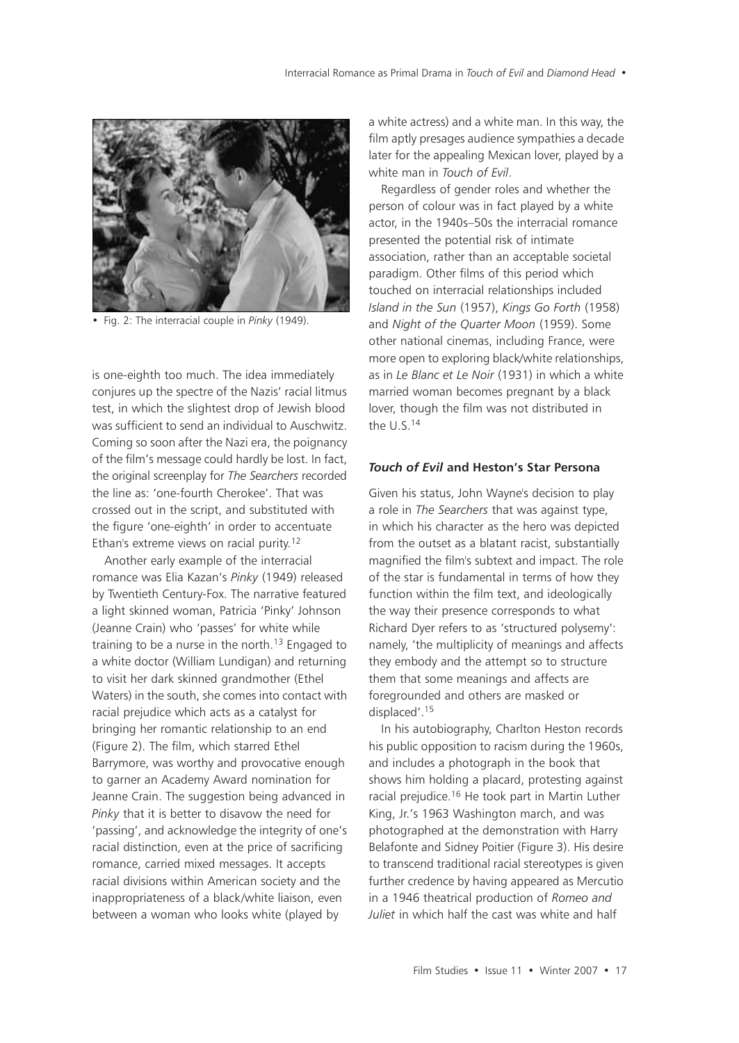• Fig. 2: The interracial couple in *Pinky* (1949).

is one-eighth too much. The idea immediately conjures up the spectre of the Nazis' racial litmus test, in which the slightest drop of Jewish blood was sufficient to send an individual to Auschwitz. Coming so soon after the Nazi era, the poignancy of the film's message could hardly be lost. In fact, the original screenplay for *The Searchers* recorded the line as: 'one-fourth Cherokee'. That was crossed out in the script, and substituted with the figure 'one-eighth' in order to accentuate Ethan's extreme views on racial purity.[12]

Another early example of the interracial romance was Elia Kazan's *Pinky* (1949) released by Twentieth Century-Fox. The narrative featured a light skinned woman, Patricia 'Pinky' Johnson (Jeanne Crain) who 'passes' for white while training to be a nurse in the north.[13] Engaged to a white doctor (William Lundigan) and returning to visit her dark skinned grandmother (Ethel Waters) in the south, she comes into contact with racial prejudice which acts as a catalyst for bringing her romantic relationship to an end (Figure 2). The film, which starred Ethel Barrymore, was worthy and provocative enough to garner an Academy Award nomination for Jeanne Crain. The suggestion being advanced in *Pinky* that it is better to disavow the need for 'passing', and acknowledge the integrity of one's racial distinction, even at the price of sacrificing romance, carried mixed messages. It accepts racial divisions within American society and the inappropriateness of a black/white liaison, even between a woman who looks white (played by a white actress) and a white man. In this way, the film aptly presages audience sympathies a decade later for the appealing Mexican lover, played by a white man in *Touch of Evil*.

Regardless of gender roles and whether the person of colour was in fact played by a white actor, in the 1940s–50s the interracial romance presented the potential risk of intimate association, rather than an acceptable societal paradigm. Other films of this period which touched on interracial relationships included *Island in the Sun* (1957), *Kings Go Forth* (1958) and *Night of the Quarter Moon* (1959). Some other national cinemas, including France, were more open to exploring black/white relationships, as in *Le Blanc et Le Noir* (1931) in which a white married woman becomes pregnant by a black lover, though the film was not distributed in the U.S.[14]

### *Touch of Evil* and Heston's Star Persona

Given his status, John Wayne's decision to play a role in *The Searchers* that was against type, in which his character as the hero was depicted from the outset as a blatant racist, substantially magnified the film's subtext and impact. The role of the star is fundamental in terms of how they function within the film text, and ideologically the way their presence corresponds to what Richard Dyer refers to as 'structured polysemy': namely, 'the multiplicity of meanings and affects they embody and the attempt so to structure them that some meanings and affects are foregrounded and others are masked or displaced'.[15]

In his autobiography, Charlton Heston records his public opposition to racism during the 1960s, and includes a photograph in the book that shows him holding a placard, protesting against racial prejudice.[16] He took part in Martin Luther King, Jr.'s 1963 Washington march, and was photographed at the demonstration with Harry Belafonte and Sidney Poitier (Figure 3). His desire to transcend traditional racial stereotypes is given further credence by having appeared as Mercutio in a 1946 theatrical production of *Romeo and Juliet* in which half the cast was white and half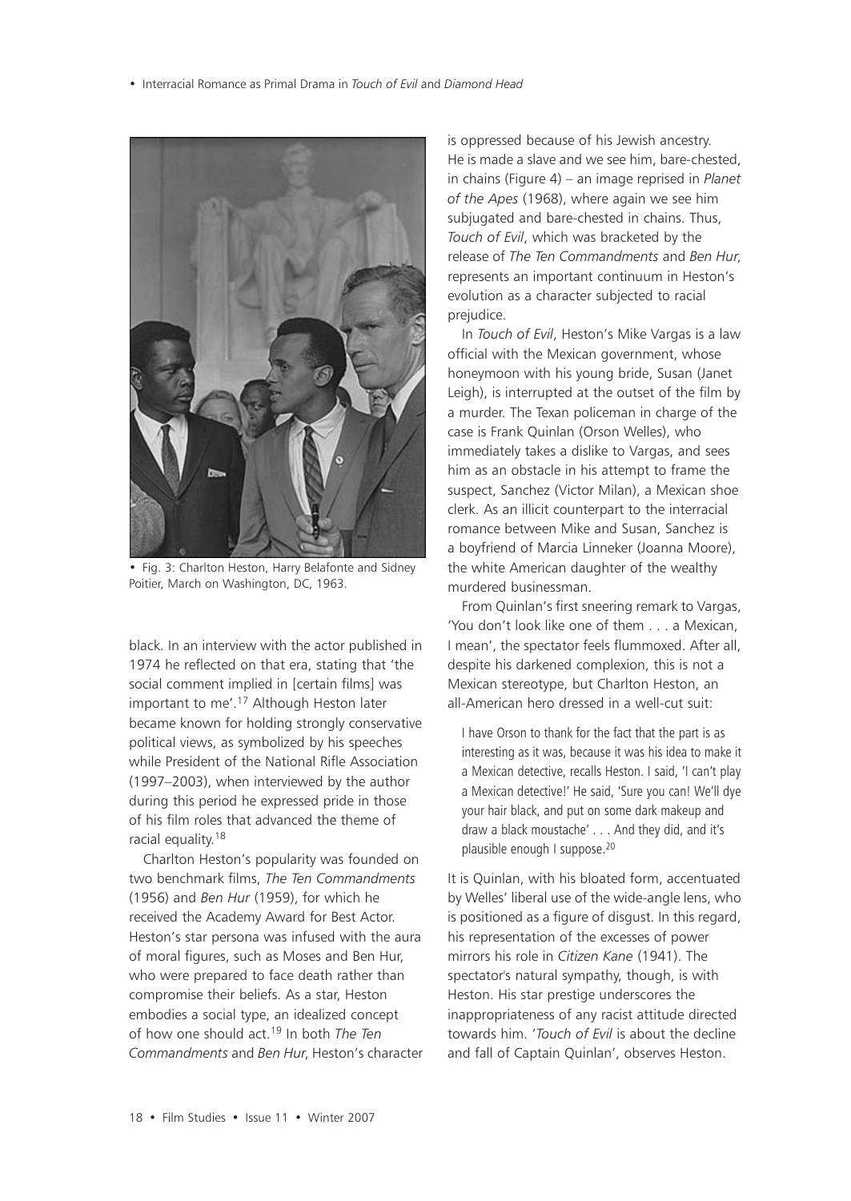• Fig. 3: Charlton Heston, Harry Belafonte and Sidney Poitier, March on Washington, DC, 1963.

black. In an interview with the actor published in 1974 he reflected on that era, stating that 'the social comment implied in [certain films] was important to me'.[17] Although Heston later became known for holding strongly conservative political views, as symbolized by his speeches while President of the National Rifle Association (1997–2003), when interviewed by the author during this period he expressed pride in those of his film roles that advanced the theme of racial equality.[18]

Charlton Heston's popularity was founded on two benchmark films, *The Ten Commandments* (1956) and *Ben Hur* (1959), for which he received the Academy Award for Best Actor. Heston's star persona was infused with the aura of moral figures, such as Moses and Ben Hur, who were prepared to face death rather than compromise their beliefs. As a star, Heston embodies a social type, an idealized concept of how one should act.[19] In both *The Ten Commandments* and *Ben Hur*, Heston's character is oppressed because of his Jewish ancestry. He is made a slave and we see him, bare-chested, in chains (Figure 4) – an image reprised in *Planet of the Apes* (1968), where again we see him subjugated and bare-chested in chains. Thus, *Touch of Evil*, which was bracketed by the release of *The Ten Commandments* and *Ben Hur*, represents an important continuum in Heston's evolution as a character subjected to racial prejudice.

In *Touch of Evil*, Heston's Mike Vargas is a law official with the Mexican government, whose honeymoon with his young bride, Susan (Janet Leigh), is interrupted at the outset of the film by a murder. The Texan policeman in charge of the case is Frank Quinlan (Orson Welles), who immediately takes a dislike to Vargas, and sees him as an obstacle in his attempt to frame the suspect, Sanchez (Victor Milan), a Mexican shoe clerk. As an illicit counterpart to the interracial romance between Mike and Susan, Sanchez is a boyfriend of Marcia Linneker (Joanna Moore), the white American daughter of the wealthy murdered businessman.

From Quinlan's first sneering remark to Vargas, 'You don't look like one of them . . . a Mexican, I mean', the spectator feels flummoxed. After all, despite his darkened complexion, this is not a Mexican stereotype, but Charlton Heston, an all-American hero dressed in a well-cut suit:

> I have Orson to thank for the fact that the part is as interesting as it was, because it was his idea to make it a Mexican detective, recalls Heston. I said, 'I can't play a Mexican detective!' He said, 'Sure you can! We'll dye your hair black, and put on some dark makeup and draw a black moustache' . . . And they did, and it's plausible enough I suppose.[20]

It is Quinlan, with his bloated form, accentuated by Welles' liberal use of the wide-angle lens, who is positioned as a figure of disgust. In this regard, his representation of the excesses of power mirrors his role in *Citizen Kane* (1941). The spectator's natural sympathy, though, is with Heston. His star prestige underscores the inappropriateness of any racist attitude directed towards him. '*Touch of Evil* is about the decline and fall of Captain Quinlan', observes Heston.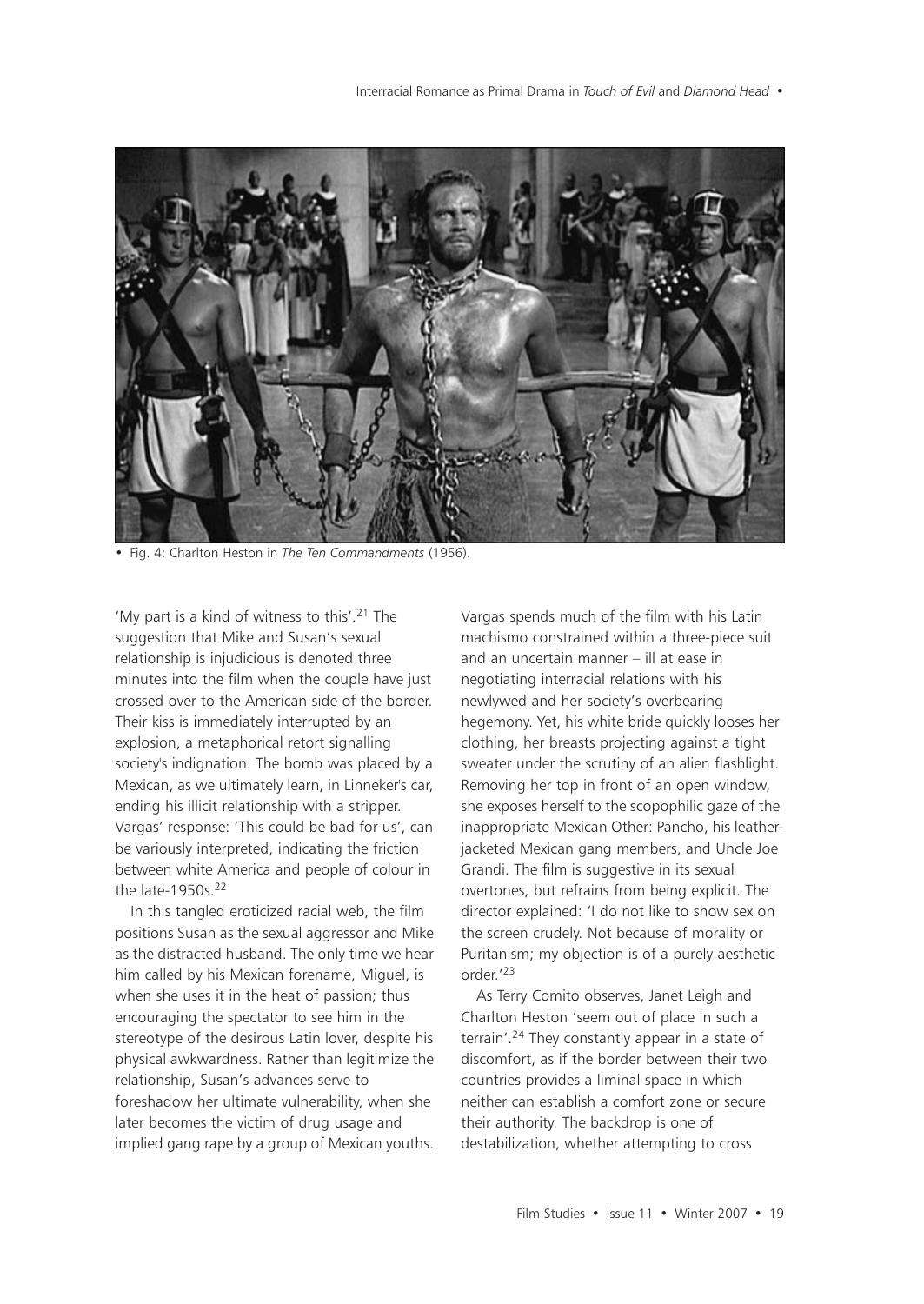• Fig. 4: Charlton Heston in *The Ten Commandments* (1956).

'My part is a kind of witness to this'.[21] The suggestion that Mike and Susan's sexual relationship is injudicious is denoted three minutes into the film when the couple have just crossed over to the American side of the border. Their kiss is immediately interrupted by an explosion, a metaphorical retort signalling society's indignation. The bomb was placed by a Mexican, as we ultimately learn, in Linneker's car, ending his illicit relationship with a stripper. Vargas' response: 'This could be bad for us', can be variously interpreted, indicating the friction between white America and people of colour in the late-1950s.[22]

In this tangled eroticized racial web, the film positions Susan as the sexual aggressor and Mike as the distracted husband. The only time we hear him called by his Mexican forename, Miguel, is when she uses it in the heat of passion; thus encouraging the spectator to see him in the stereotype of the desirous Latin lover, despite his physical awkwardness. Rather than legitimize the relationship, Susan's advances serve to foreshadow her ultimate vulnerability, when she later becomes the victim of drug usage and implied gang rape by a group of Mexican youths. Vargas spends much of the film with his Latin machismo constrained within a three-piece suit and an uncertain manner – ill at ease in negotiating interracial relations with his newlywed and her society's overbearing hegemony. Yet, his white bride quickly looses her clothing, her breasts projecting against a tight sweater under the scrutiny of an alien flashlight. Removing her top in front of an open window, she exposes herself to the scopophilic gaze of the inappropriate Mexican Other: Pancho, his leather-jacketed Mexican gang members, and Uncle Joe Grandi. The film is suggestive in its sexual overtones, but refrains from being explicit. The director explained: 'I do not like to show sex on the screen crudely. Not because of morality or Puritanism; my objection is of a purely aesthetic order.'[23]

As Terry Comito observes, Janet Leigh and Charlton Heston 'seem out of place in such a terrain'.[24] They constantly appear in a state of discomfort, as if the border between their two countries provides a liminal space in which neither can establish a comfort zone or secure their authority. The backdrop is one of destabilization, whether attempting to cross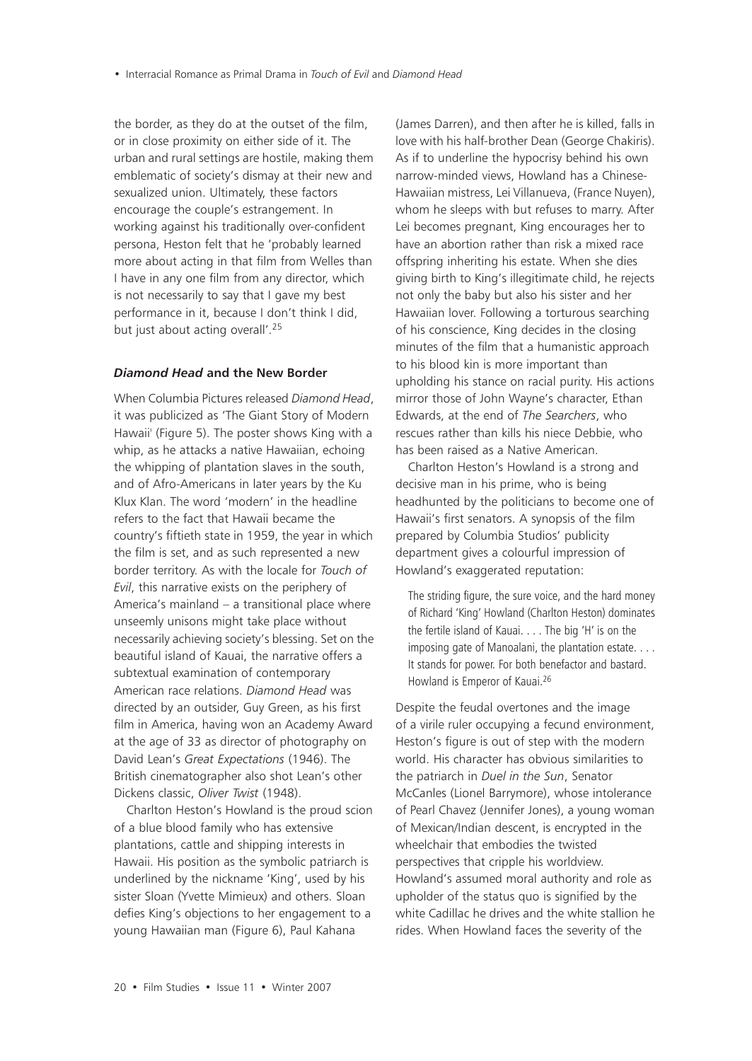the border, as they do at the outset of the film, or in close proximity on either side of it. The urban and rural settings are hostile, making them emblematic of society's dismay at their new and sexualized union. Ultimately, these factors encourage the couple's estrangement. In working against his traditionally over-confident persona, Heston felt that he 'probably learned more about acting in that film from Welles than I have in any one film from any director, which is not necessarily to say that I gave my best performance in it, because I don't think I did, but just about acting overall'.[25]

### *Diamond Head* and the New Border

When Columbia Pictures released *Diamond Head*, it was publicized as 'The Giant Story of Modern Hawaii' (Figure 5). The poster shows King with a whip, as he attacks a native Hawaiian, echoing the whipping of plantation slaves in the south, and of Afro-Americans in later years by the Ku Klux Klan. The word 'modern' in the headline refers to the fact that Hawaii became the country's fiftieth state in 1959, the year in which the film is set, and as such represented a new border territory. As with the locale for *Touch of Evil*, this narrative exists on the periphery of America's mainland – a transitional place where unseemly unisons might take place without necessarily achieving society's blessing. Set on the beautiful island of Kauai, the narrative offers a subtextual examination of contemporary American race relations. *Diamond Head* was directed by an outsider, Guy Green, as his first film in America, having won an Academy Award at the age of 33 as director of photography on David Lean's *Great Expectations* (1946). The British cinematographer also shot Lean's other Dickens classic, *Oliver Twist* (1948).

Charlton Heston's Howland is the proud scion of a blue blood family who has extensive plantations, cattle and shipping interests in Hawaii. His position as the symbolic patriarch is underlined by the nickname 'King', used by his sister Sloan (Yvette Mimieux) and others. Sloan defies King's objections to her engagement to a young Hawaiian man (Figure 6), Paul Kahana (James Darren), and then after he is killed, falls in love with his half-brother Dean (George Chakiris). As if to underline the hypocrisy behind his own narrow-minded views, Howland has a Chinese-Hawaiian mistress, Lei Villanueva, (France Nuyen), whom he sleeps with but refuses to marry. After Lei becomes pregnant, King encourages her to have an abortion rather than risk a mixed race offspring inheriting his estate. When she dies giving birth to King's illegitimate child, he rejects not only the baby but also his sister and her Hawaiian lover. Following a torturous searching of his conscience, King decides in the closing minutes of the film that a humanistic approach to his blood kin is more important than upholding his stance on racial purity. His actions mirror those of John Wayne's character, Ethan Edwards, at the end of *The Searchers*, who rescues rather than kills his niece Debbie, who has been raised as a Native American.

Charlton Heston's Howland is a strong and decisive man in his prime, who is being headhunted by the politicians to become one of Hawaii's first senators. A synopsis of the film prepared by Columbia Studios' publicity department gives a colourful impression of Howland's exaggerated reputation:

> The striding figure, the sure voice, and the hard money of Richard 'King' Howland (Charlton Heston) dominates the fertile island of Kauai. . . . The big 'H' is on the imposing gate of Manoalani, the plantation estate. . . . It stands for power. For both benefactor and bastard. Howland is Emperor of Kauai.[26]

Despite the feudal overtones and the image of a virile ruler occupying a fecund environment, Heston's figure is out of step with the modern world. His character has obvious similarities to the patriarch in *Duel in the Sun*, Senator McCanles (Lionel Barrymore), whose intolerance of Pearl Chavez (Jennifer Jones), a young woman of Mexican/Indian descent, is encrypted in the wheelchair that embodies the twisted perspectives that cripple his worldview. Howland's assumed moral authority and role as upholder of the status quo is signified by the white Cadillac he drives and the white stallion he rides. When Howland faces the severity of the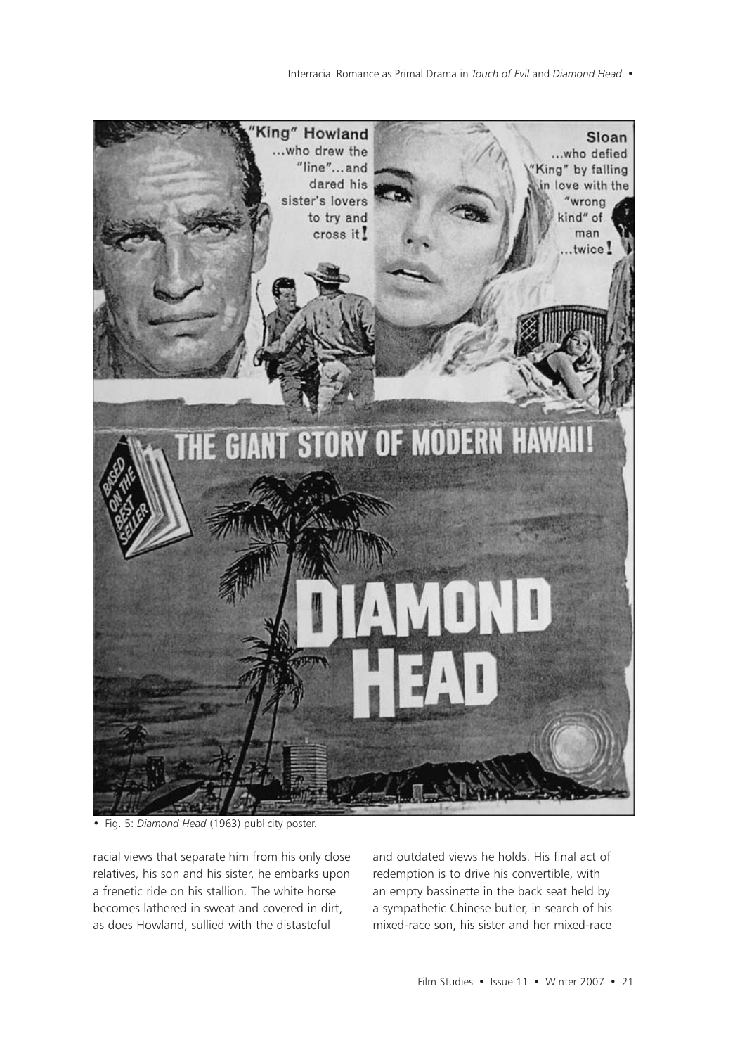• Fig. 5: *Diamond Head* (1963) publicity poster.

racial views that separate him from his only close relatives, his son and his sister, he embarks upon a frenetic ride on his stallion. The white horse becomes lathered in sweat and covered in dirt, as does Howland, sullied with the distasteful and outdated views he holds. His final act of redemption is to drive his convertible, with an empty bassinette in the back seat held by a sympathetic Chinese butler, in search of his mixed-race son, his sister and her mixed-race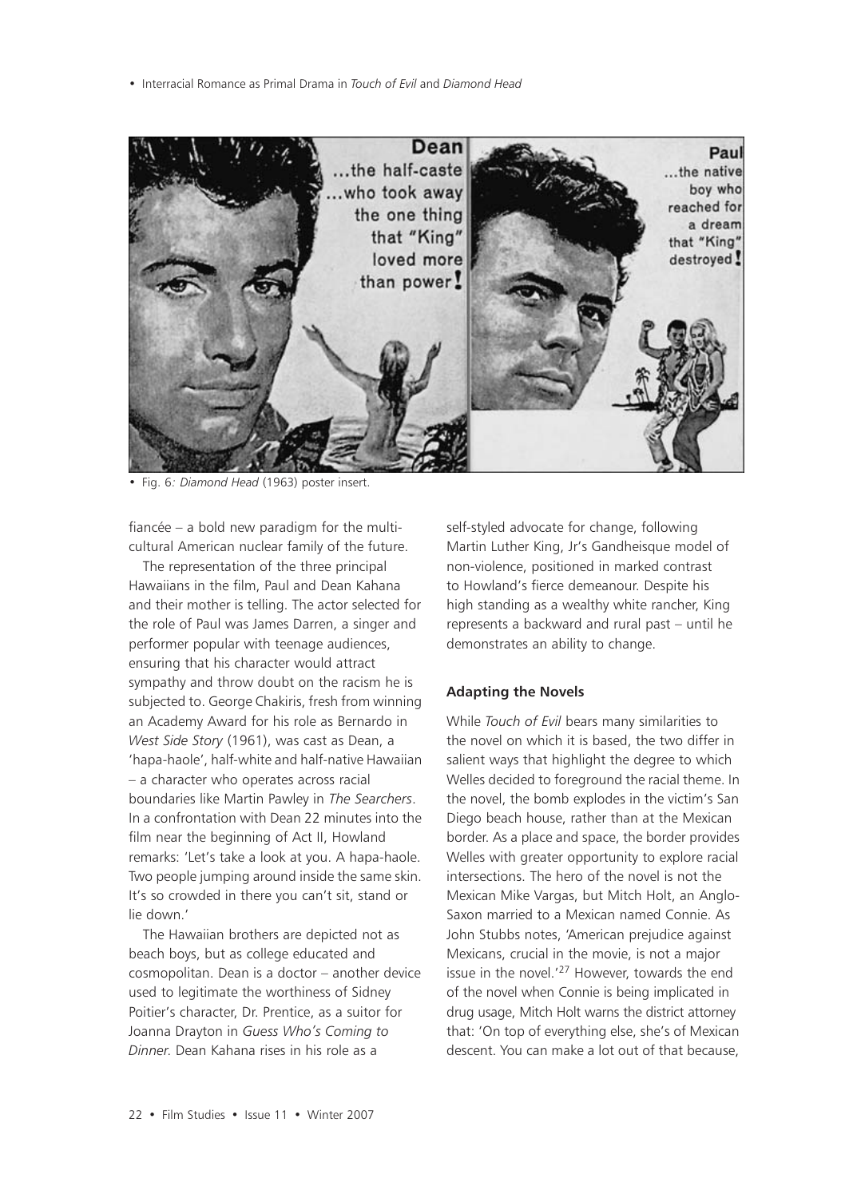• Fig. 6: *Diamond Head* (1963) poster insert.

fiancée – a bold new paradigm for the multicultural American nuclear family of the future.

The representation of the three principal Hawaiians in the film, Paul and Dean Kahana and their mother is telling. The actor selected for the role of Paul was James Darren, a singer and performer popular with teenage audiences, ensuring that his character would attract sympathy and throw doubt on the racism he is subjected to. George Chakiris, fresh from winning an Academy Award for his role as Bernardo in *West Side Story* (1961), was cast as Dean, a 'hapa-haole', half-white and half-native Hawaiian – a character who operates across racial boundaries like Martin Pawley in *The Searchers*. In a confrontation with Dean 22 minutes into the film near the beginning of Act II, Howland remarks: 'Let's take a look at you. A hapa-haole. Two people jumping around inside the same skin. It's so crowded in there you can't sit, stand or lie down.'

The Hawaiian brothers are depicted not as beach boys, but as college educated and cosmopolitan. Dean is a doctor – another device used to legitimate the worthiness of Sidney Poitier's character, Dr. Prentice, as a suitor for Joanna Drayton in *Guess Who's Coming to Dinner.* Dean Kahana rises in his role as a self-styled advocate for change, following Martin Luther King, Jr's Gandheisque model of non-violence, positioned in marked contrast to Howland's fierce demeanour. Despite his high standing as a wealthy white rancher, King represents a backward and rural past – until he demonstrates an ability to change.

### Adapting the Novels

While *Touch of Evil* bears many similarities to the novel on which it is based, the two differ in salient ways that highlight the degree to which Welles decided to foreground the racial theme. In the novel, the bomb explodes in the victim's San Diego beach house, rather than at the Mexican border. As a place and space, the border provides Welles with greater opportunity to explore racial intersections. The hero of the novel is not the Mexican Mike Vargas, but Mitch Holt, an Anglo-Saxon married to a Mexican named Connie. As John Stubbs notes, 'American prejudice against Mexicans, crucial in the movie, is not a major issue in the novel.'[27] However, towards the end of the novel when Connie is being implicated in drug usage, Mitch Holt warns the district attorney that: 'On top of everything else, she's of Mexican descent. You can make a lot out of that because,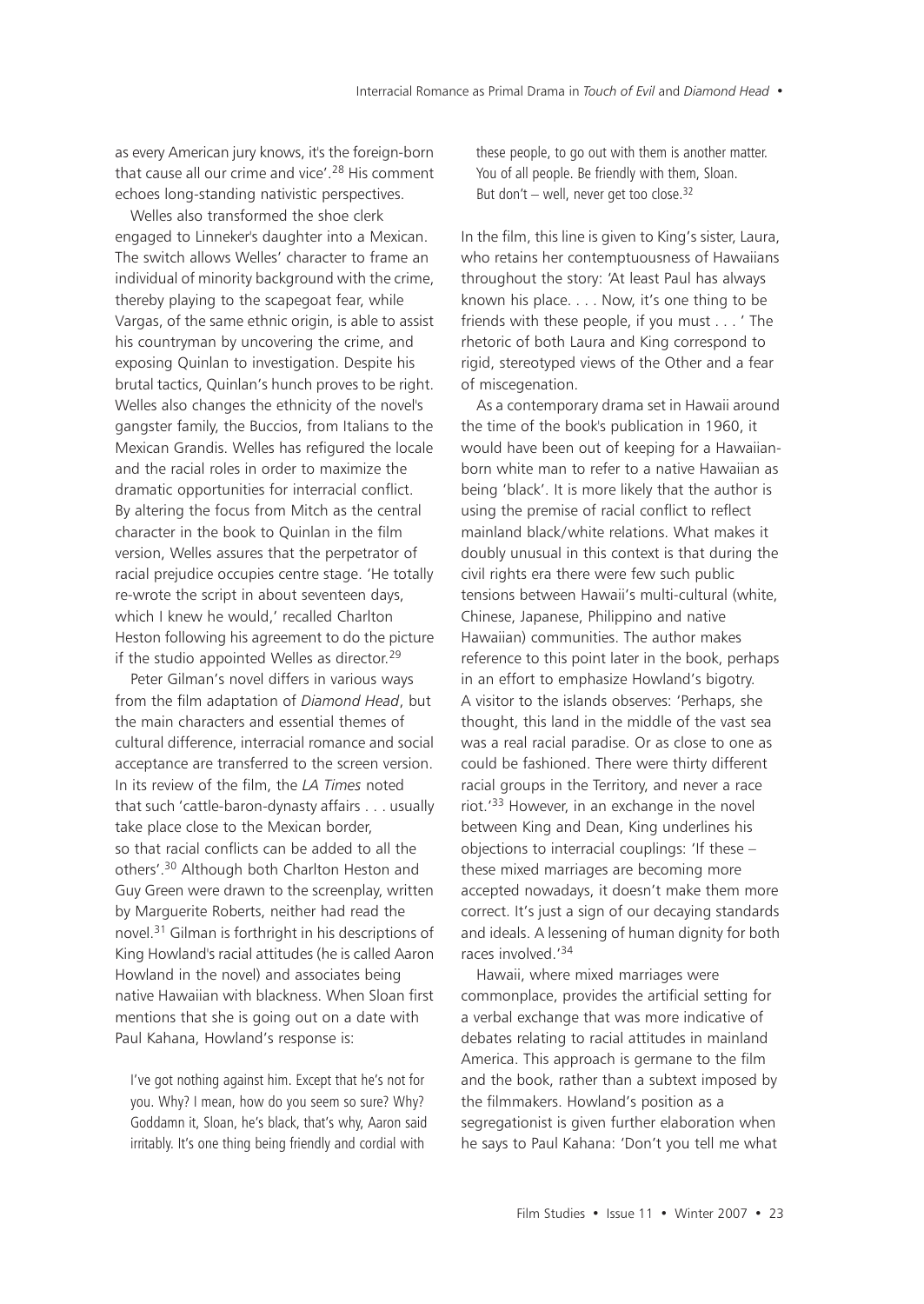as every American jury knows, it's the foreign-born that cause all our crime and vice'.[28] His comment echoes long-standing nativistic perspectives.

Welles also transformed the shoe clerk engaged to Linneker's daughter into a Mexican. The switch allows Welles' character to frame an individual of minority background with the crime, thereby playing to the scapegoat fear, while Vargas, of the same ethnic origin, is able to assist his countryman by uncovering the crime, and exposing Quinlan to investigation. Despite his brutal tactics, Quinlan's hunch proves to be right. Welles also changes the ethnicity of the novel's gangster family, the Buccios, from Italians to the Mexican Grandis. Welles has refigured the locale and the racial roles in order to maximize the dramatic opportunities for interracial conflict. By altering the focus from Mitch as the central character in the book to Quinlan in the film version, Welles assures that the perpetrator of racial prejudice occupies centre stage. 'He totally re-wrote the script in about seventeen days, which I knew he would,' recalled Charlton Heston following his agreement to do the picture if the studio appointed Welles as director.[29]

Peter Gilman's novel differs in various ways from the film adaptation of *Diamond Head*, but the main characters and essential themes of cultural difference, interracial romance and social acceptance are transferred to the screen version. In its review of the film, the *LA Times* noted that such 'cattle-baron-dynasty affairs . . . usually take place close to the Mexican border, so that racial conflicts can be added to all the others'.[30] Although both Charlton Heston and Guy Green were drawn to the screenplay, written by Marguerite Roberts, neither had read the novel.[31] Gilman is forthright in his descriptions of King Howland's racial attitudes (he is called Aaron Howland in the novel) and associates being native Hawaiian with blackness. When Sloan first mentions that she is going out on a date with Paul Kahana, Howland's response is:

> I've got nothing against him. Except that he's not for you. Why? I mean, how do you seem so sure? Why? Goddamn it, Sloan, he's black, that's why, Aaron said irritably. It's one thing being friendly and cordial with these people, to go out with them is another matter. You of all people. Be friendly with them, Sloan. But don't – well, never get too close.[32]

In the film, this line is given to King's sister, Laura, who retains her contemptuousness of Hawaiians throughout the story: 'At least Paul has always known his place. . . . Now, it's one thing to be friends with these people, if you must . . . ' The rhetoric of both Laura and King correspond to rigid, stereotyped views of the Other and a fear of miscegenation.

As a contemporary drama set in Hawaii around the time of the book's publication in 1960, it would have been out of keeping for a Hawaiian-born white man to refer to a native Hawaiian as being 'black'. It is more likely that the author is using the premise of racial conflict to reflect mainland black/white relations. What makes it doubly unusual in this context is that during the civil rights era there were few such public tensions between Hawaii's multi-cultural (white, Chinese, Japanese, Philippino and native Hawaiian) communities. The author makes reference to this point later in the book, perhaps in an effort to emphasize Howland's bigotry. A visitor to the islands observes: 'Perhaps, she thought, this land in the middle of the vast sea was a real racial paradise. Or as close to one as could be fashioned. There were thirty different racial groups in the Territory, and never a race riot.'[33] However, in an exchange in the novel between King and Dean, King underlines his objections to interracial couplings: 'If these – these mixed marriages are becoming more accepted nowadays, it doesn't make them more correct. It's just a sign of our decaying standards and ideals. A lessening of human dignity for both races involved.'[34]

Hawaii, where mixed marriages were commonplace, provides the artificial setting for a verbal exchange that was more indicative of debates relating to racial attitudes in mainland America. This approach is germane to the film and the book, rather than a subtext imposed by the filmmakers. Howland's position as a segregationist is given further elaboration when he says to Paul Kahana: 'Don't you tell me what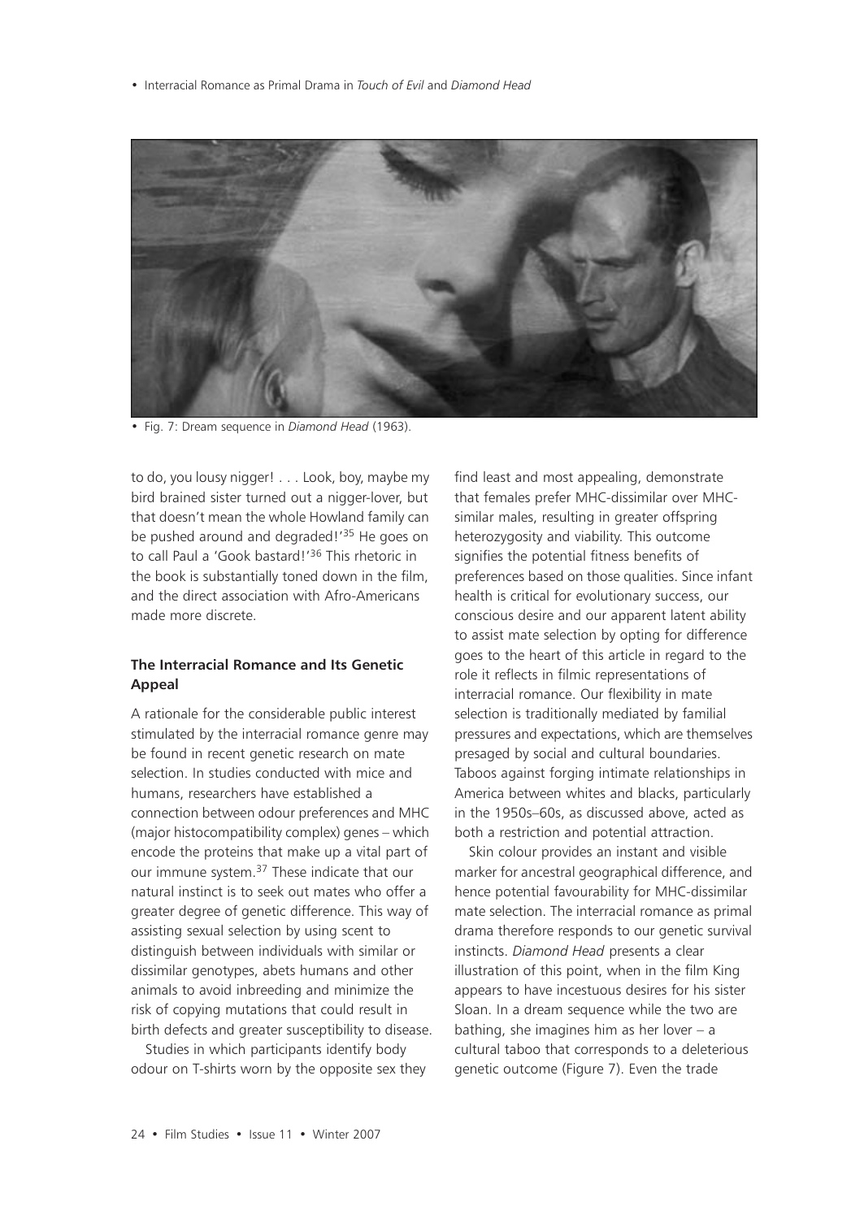• Fig. 7: Dream sequence in *Diamond Head* (1963).

to do, you lousy nigger! . . . Look, boy, maybe my bird brained sister turned out a nigger-lover, but that doesn't mean the whole Howland family can be pushed around and degraded!'[35] He goes on to call Paul a 'Gook bastard!'[36] This rhetoric in the book is substantially toned down in the film, and the direct association with Afro-Americans made more discrete.

## The Interracial Romance and Its Genetic Appeal

A rationale for the considerable public interest stimulated by the interracial romance genre may be found in recent genetic research on mate selection. In studies conducted with mice and humans, researchers have established a connection between odour preferences and MHC (major histocompatibility complex) genes – which encode the proteins that make up a vital part of our immune system.[37] These indicate that our natural instinct is to seek out mates who offer a greater degree of genetic difference. This way of assisting sexual selection by using scent to distinguish between individuals with similar or dissimilar genotypes, abets humans and other animals to avoid inbreeding and minimize the risk of copying mutations that could result in birth defects and greater susceptibility to disease.

Studies in which participants identify body odour on T-shirts worn by the opposite sex they find least and most appealing, demonstrate that females prefer MHC-dissimilar over MHC-similar males, resulting in greater offspring heterozygosity and viability. This outcome signifies the potential fitness benefits of preferences based on those qualities. Since infant health is critical for evolutionary success, our conscious desire and our apparent latent ability to assist mate selection by opting for difference goes to the heart of this article in regard to the role it reflects in filmic representations of interracial romance. Our flexibility in mate selection is traditionally mediated by familial pressures and expectations, which are themselves presaged by social and cultural boundaries. Taboos against forging intimate relationships in America between whites and blacks, particularly in the 1950s–60s, as discussed above, acted as both a restriction and potential attraction.

Skin colour provides an instant and visible marker for ancestral geographical difference, and hence potential favourability for MHC-dissimilar mate selection. The interracial romance as primal drama therefore responds to our genetic survival instincts. *Diamond Head* presents a clear illustration of this point, when in the film King appears to have incestuous desires for his sister Sloan. In a dream sequence while the two are bathing, she imagines him as her lover – a cultural taboo that corresponds to a deleterious genetic outcome (Figure 7). Even the trade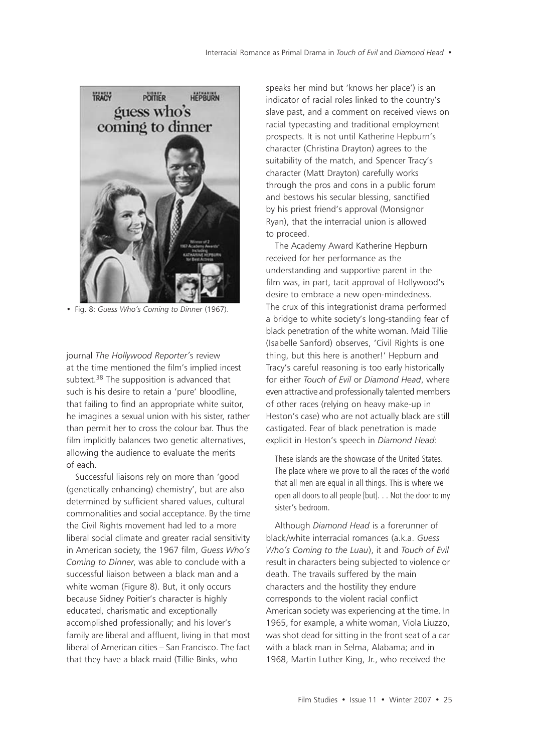• Fig. 8: *Guess Who's Coming to Dinner* (1967).

journal *The Hollywood Reporter*'s review at the time mentioned the film's implied incest subtext.[38] The supposition is advanced that such is his desire to retain a 'pure' bloodline, that failing to find an appropriate white suitor, he imagines a sexual union with his sister, rather than permit her to cross the colour bar. Thus the film implicitly balances two genetic alternatives, allowing the audience to evaluate the merits of each.

Successful liaisons rely on more than 'good (genetically enhancing) chemistry', but are also determined by sufficient shared values, cultural commonalities and social acceptance. By the time the Civil Rights movement had led to a more liberal social climate and greater racial sensitivity in American society, the 1967 film, *Guess Who's Coming to Dinner*, was able to conclude with a successful liaison between a black man and a white woman (Figure 8). But, it only occurs because Sidney Poitier's character is highly educated, charismatic and exceptionally accomplished professionally; and his lover's family are liberal and affluent, living in that most liberal of American cities – San Francisco. The fact that they have a black maid (Tillie Binks, who speaks her mind but 'knows her place') is an indicator of racial roles linked to the country's slave past, and a comment on received views on racial typecasting and traditional employment prospects. It is not until Katherine Hepburn's character (Christina Drayton) agrees to the suitability of the match, and Spencer Tracy's character (Matt Drayton) carefully works through the pros and cons in a public forum and bestows his secular blessing, sanctified by his priest friend's approval (Monsignor Ryan), that the interracial union is allowed to proceed.

The Academy Award Katherine Hepburn received for her performance as the understanding and supportive parent in the film was, in part, tacit approval of Hollywood's desire to embrace a new open-mindedness. The crux of this integrationist drama performed a bridge to white society's long-standing fear of black penetration of the white woman. Maid Tillie (Isabelle Sanford) observes, 'Civil Rights is one thing, but this here is another!' Hepburn and Tracy's careful reasoning is too early historically for either *Touch of Evil* or *Diamond Head*, where even attractive and professionally talented members of other races (relying on heavy make-up in Heston's case) who are not actually black are still castigated. Fear of black penetration is made explicit in Heston's speech in *Diamond Head*:

> These islands are the showcase of the United States. The place where we prove to all the races of the world that all men are equal in all things. This is where we open all doors to all people [but]. . . Not the door to my sister's bedroom.

Although *Diamond Head* is a forerunner of black/white interracial romances (a.k.a. *Guess Who's Coming to the Luau*), it and *Touch of Evil* result in characters being subjected to violence or death. The travails suffered by the main characters and the hostility they endure corresponds to the violent racial conflict American society was experiencing at the time. In 1965, for example, a white woman, Viola Liuzzo, was shot dead for sitting in the front seat of a car with a black man in Selma, Alabama; and in 1968, Martin Luther King, Jr., who received the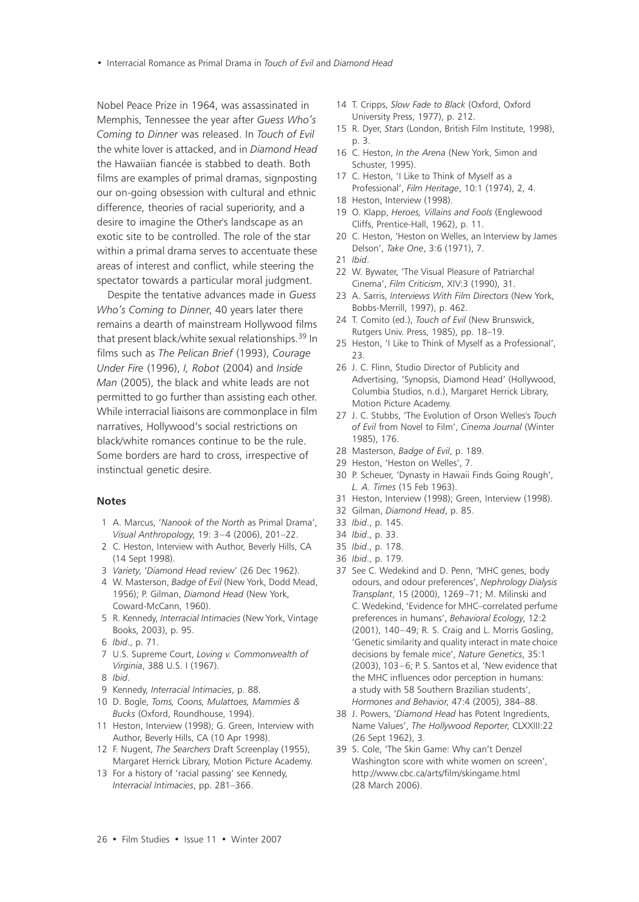Nobel Peace Prize in 1964, was assassinated in Memphis, Tennessee the year after *Guess Who's Coming to Dinner* was released. In *Touch of Evil* the white lover is attacked, and in *Diamond Head* the Hawaiian fiancée is stabbed to death. Both films are examples of primal dramas, signposting our on-going obsession with cultural and ethnic difference, theories of racial superiority, and a desire to imagine the Other's landscape as an exotic site to be controlled. The role of the star within a primal drama serves to accentuate these areas of interest and conflict, while steering the spectator towards a particular moral judgment.

Despite the tentative advances made in *Guess Who's Coming to Dinner*, 40 years later there remains a dearth of mainstream Hollywood films that present black/white sexual relationships.[39] In films such as *The Pelican Brief* (1993), *Courage Under Fire* (1996), *I, Robot* (2004) and *Inside Man* (2005), the black and white leads are not permitted to go further than assisting each other. While interracial liaisons are commonplace in film narratives, Hollywood's social restrictions on black/white romances continue to be the rule. Some borders are hard to cross, irrespective of instinctual genetic desire.

### Notes

1. A. Marcus, '*Nanook of the North* as Primal Drama', *Visual Anthropology*, 19: 3–4 (2006), 201–22.
2. C. Heston, Interview with Author, Beverly Hills, CA (14 Sept 1998).
3. *Variety*, '*Diamond Head* review' (26 Dec 1962).
4. W. Masterson, *Badge of Evil* (New York, Dodd Mead, 1956); P. Gilman, *Diamond Head* (New York, Coward-McCann, 1960).
5. R. Kennedy, *Interracial Intimacies* (New York, Vintage Books, 2003), p. 95.
6. *Ibid*., p. 71.
7. U.S. Supreme Court, *Loving v. Commonwealth of Virginia*, 388 U.S. I (1967).
8. *Ibid*.
9. Kennedy, *Interracial Intimacies*, p. 88.
10. D. Bogle, *Toms, Coons, Mulattoes, Mammies & Bucks* (Oxford, Roundhouse, 1994).
11. Heston, Interview (1998); G. Green, Interview with Author, Beverly Hills, CA (10 Apr 1998).
12. F. Nugent, *The Searchers* Draft Screenplay (1955), Margaret Herrick Library, Motion Picture Academy.
13. For a history of 'racial passing' see Kennedy, *Interracial Intimacies*, pp. 281–366.
14. T. Cripps, *Slow Fade to Black* (Oxford, Oxford University Press, 1977), p. 212.
15. R. Dyer, *Stars* (London, British Film Institute, 1998), p. 3.
16. C. Heston, *In the Arena* (New York, Simon and Schuster, 1995).
17. C. Heston, 'I Like to Think of Myself as a Professional', *Film Heritage*, 10:1 (1974), 2, 4.
18. Heston, Interview (1998).
19. O. Klapp, *Heroes, Villains and Fools* (Englewood Cliffs, Prentice-Hall, 1962), p. 11.
20. C. Heston, 'Heston on Welles, an Interview by James Delson', *Take One*, 3:6 (1971), 7.
21. *Ibid*.
22. W. Bywater, 'The Visual Pleasure of Patriarchal Cinema', *Film Criticism*, XIV:3 (1990), 31.
23. A. Sarris, *Interviews With Film Directors* (New York, Bobbs-Merrill, 1997), p. 462.
24. T. Comito (ed.), *Touch of Evil* (New Brunswick, Rutgers Univ. Press, 1985), pp. 18–19.
25. Heston, 'I Like to Think of Myself as a Professional', 23.
26. J. C. Flinn, Studio Director of Publicity and Advertising, 'Synopsis, Diamond Head' (Hollywood, Columbia Studios, n.d.), Margaret Herrick Library, Motion Picture Academy.
27. J. C. Stubbs, 'The Evolution of Orson Welles's *Touch of Evil* from Novel to Film', *Cinema Journal* (Winter 1985), 176.
28. Masterson, *Badge of Evil*, p. 189.
29. Heston, 'Heston on Welles', 7.
30. P. Scheuer, 'Dynasty in Hawaii Finds Going Rough', *L. A. Times* (15 Feb 1963).
31. Heston, Interview (1998); Green, Interview (1998).
32. Gilman, *Diamond Head*, p. 85.
33. *Ibid*., p. 145.
34. *Ibid*., p. 33.
35. *Ibid*., p. 178.
36. *Ibid*., p. 179.
37. See C. Wedekind and D. Penn, 'MHC genes, body odours, and odour preferences', *Nephrology Dialysis Transplant*, 15 (2000), 1269–71; M. Milinski and C. Wedekind, 'Evidence for MHC–correlated perfume preferences in humans', *Behavioral Ecology*, 12:2 (2001), 140–49; R. S. Craig and L. Morris Gosling, 'Genetic similarity and quality interact in mate choice decisions by female mice', *Nature Genetics*, 35:1 (2003), 103–6; P. S. Santos et al, 'New evidence that the MHC influences odor perception in humans: a study with 58 Southern Brazilian students', *Hormones and Behavior*, 47:4 (2005), 384–88.
38. J. Powers, '*Diamond Head* has Potent Ingredients, Name Values', *The Hollywood Reporter*, CLXXIII:22 (26 Sept 1962), 3.
39. S. Cole, 'The Skin Game: Why can't Denzel Washington score with white women on screen', http://www.cbc.ca/arts/film/skingame.html (28 March 2006).